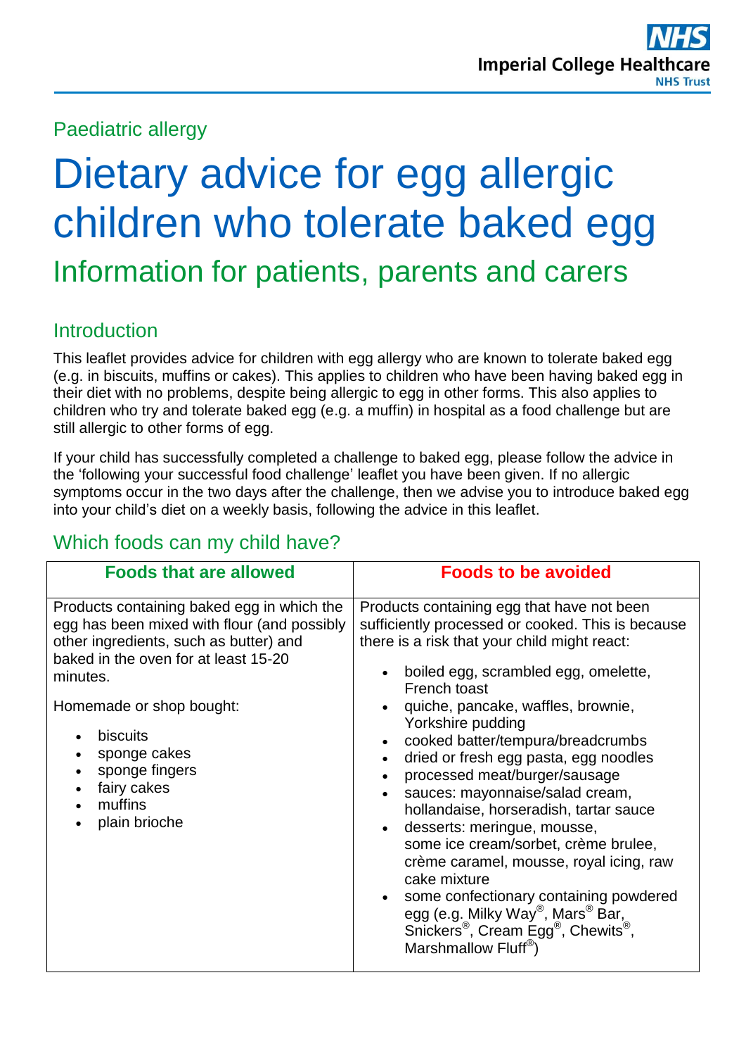Imperial College Healthcare NHS Trust

Paediatric allergy

# Dietary advice for egg allergic children who tolerate baked egg

## Information for patients, parents and carers

### Introduction

This leaflet provides advice for children with egg allergy who are known to tolerate baked egg (e.g. in biscuits, muffins or cakes). This applies to children who have been having baked egg in their diet with no problems, despite being allergic to egg in other forms. This also applies to children who try and tolerate baked egg (e.g. a muffin) in hospital as a food challenge but are still allergic to other forms of egg.

If your child has successfully completed a challenge to baked egg, please follow the advice in the 'following your successful food challenge' leaflet you have been given. If no allergic symptoms occur in the two days after the challenge, then we advise you to introduce baked egg into your child's diet on a weekly basis, following the advice in this leaflet.

### Which foods can my child have?

| **Foods that are allowed** | **Foods to be avoided** |
| --- | --- |
| Products containing baked egg in which the egg has been mixed with flour (and possibly other ingredients, such as butter) and baked in the oven for at least 15-20 minutes.<br><br>Homemade or shop bought:<br>• biscuits<br>• sponge cakes<br>• sponge fingers<br>• fairy cakes<br>• muffins<br>• plain brioche | Products containing egg that have not been sufficiently processed or cooked. This is because there is a risk that your child might react:<br>• boiled egg, scrambled egg, omelette, French toast<br>• quiche, pancake, waffles, brownie, Yorkshire pudding<br>• cooked batter/tempura/breadcrumbs<br>• dried or fresh egg pasta, egg noodles<br>• processed meat/burger/sausage<br>• sauces: mayonnaise/salad cream, hollandaise, horseradish, tartar sauce<br>• desserts: meringue, mousse, some ice cream/sorbet, crème brulee, crème caramel, mousse, royal icing, raw cake mixture<br>• some confectionary containing powdered egg (e.g. Milky Way®, Mars® Bar, Snickers®, Cream Egg®, Chewits®, Marshmallow Fluff®) |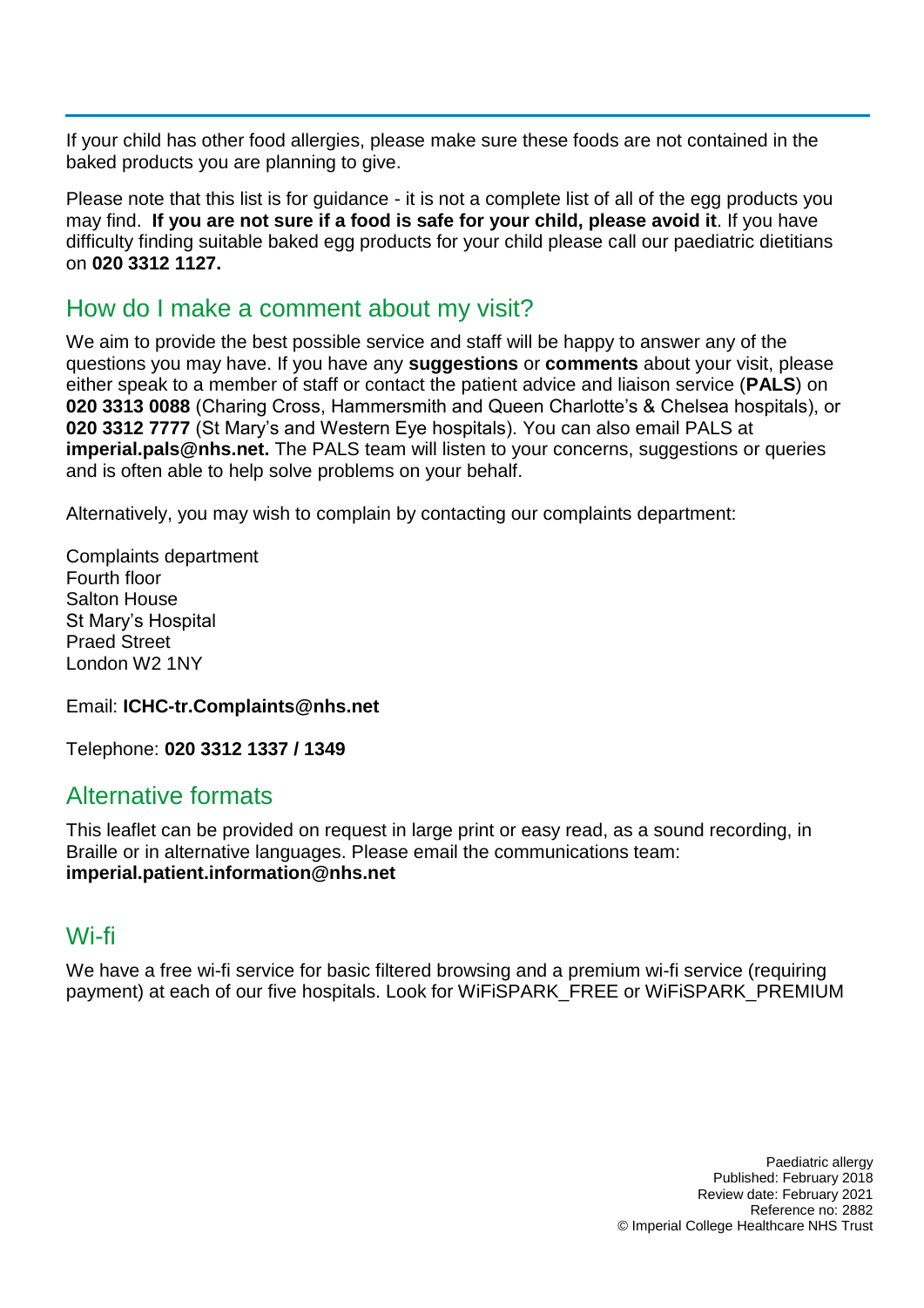If your child has other food allergies, please make sure these foods are not contained in the baked products you are planning to give.

Please note that this list is for guidance - it is not a complete list of all of the egg products you may find. **If you are not sure if a food is safe for your child, please avoid it**. If you have difficulty finding suitable baked egg products for your child please call our paediatric dietitians on **020 3312 1127.**

## How do I make a comment about my visit?

We aim to provide the best possible service and staff will be happy to answer any of the questions you may have. If you have any **suggestions** or **comments** about your visit, please either speak to a member of staff or contact the patient advice and liaison service (**PALS**) on **020 3313 0088** (Charing Cross, Hammersmith and Queen Charlotte's & Chelsea hospitals), or **020 3312 7777** (St Mary's and Western Eye hospitals). You can also email PALS at **imperial.pals@nhs.net.** The PALS team will listen to your concerns, suggestions or queries and is often able to help solve problems on your behalf.

Alternatively, you may wish to complain by contacting our complaints department:

Complaints department
Fourth floor
Salton House
St Mary's Hospital
Praed Street
London W2 1NY

Email: **ICHC-tr.Complaints@nhs.net**

Telephone: **020 3312 1337 / 1349**

## Alternative formats

This leaflet can be provided on request in large print or easy read, as a sound recording, in Braille or in alternative languages. Please email the communications team: **imperial.patient.information@nhs.net**

## Wi-fi

We have a free wi-fi service for basic filtered browsing and a premium wi-fi service (requiring payment) at each of our five hospitals. Look for WiFiSPARK_FREE or WiFiSPARK_PREMIUM

Paediatric allergy
Published: February 2018
Review date: February 2021
Reference no: 2882
© Imperial College Healthcare NHS Trust